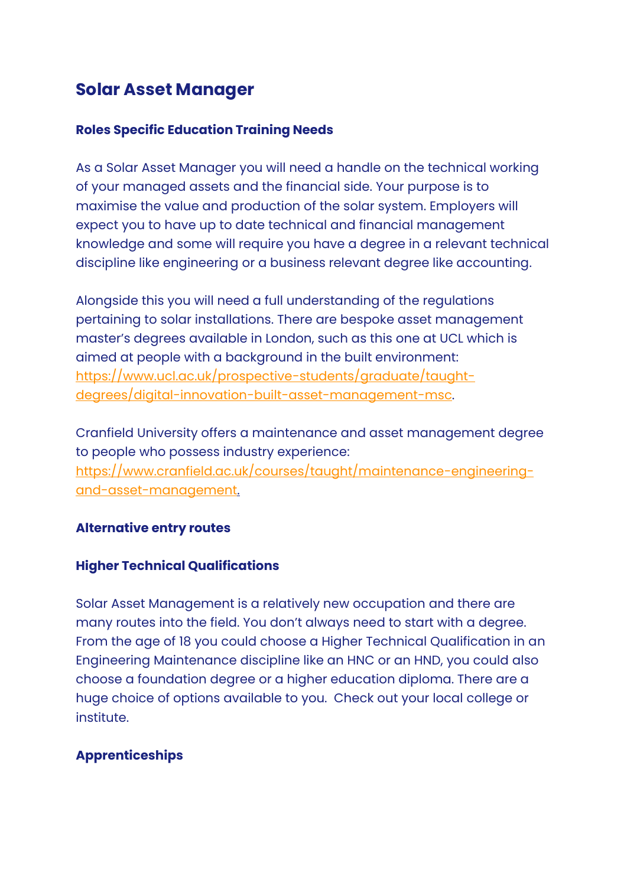# Solar Asset Manager

### Roles Specific Education Training Needs

As a Solar Asset Manager you will need a handle on the technical working of your managed assets and the financial side. Your purpose is to maximise the value and production of the solar system. Employers will expect you to have up to date technical and financial management knowledge and some will require you have a degree in a relevant technical discipline like engineering or a business relevant degree like accounting.

Alongside this you will need a full understanding of the regulations pertaining to solar installations. There are bespoke asset management master's degrees available in London, such as this one at UCL which is aimed at people with a background in the built environment: [https://www.ucl.ac.uk/prospective-students/graduate/taught-degrees/digital-innovation-built-asset-management-msc](https://www.ucl.ac.uk/prospective-students/graduate/taught-degrees/digital-innovation-built-asset-management-msc).

Cranfield University offers a maintenance and asset management degree to people who possess industry experience: [https://www.cranfield.ac.uk/courses/taught/maintenance-engineering-and-asset-management](https://www.cranfield.ac.uk/courses/taught/maintenance-engineering-and-asset-management).

### Alternative entry routes

### Higher Technical Qualifications

Solar Asset Management is a relatively new occupation and there are many routes into the field. You don't always need to start with a degree. From the age of 18 you could choose a Higher Technical Qualification in an Engineering Maintenance discipline like an HNC or an HND, you could also choose a foundation degree or a higher education diploma. There are a huge choice of options available to you. Check out your local college or institute.

### Apprenticeships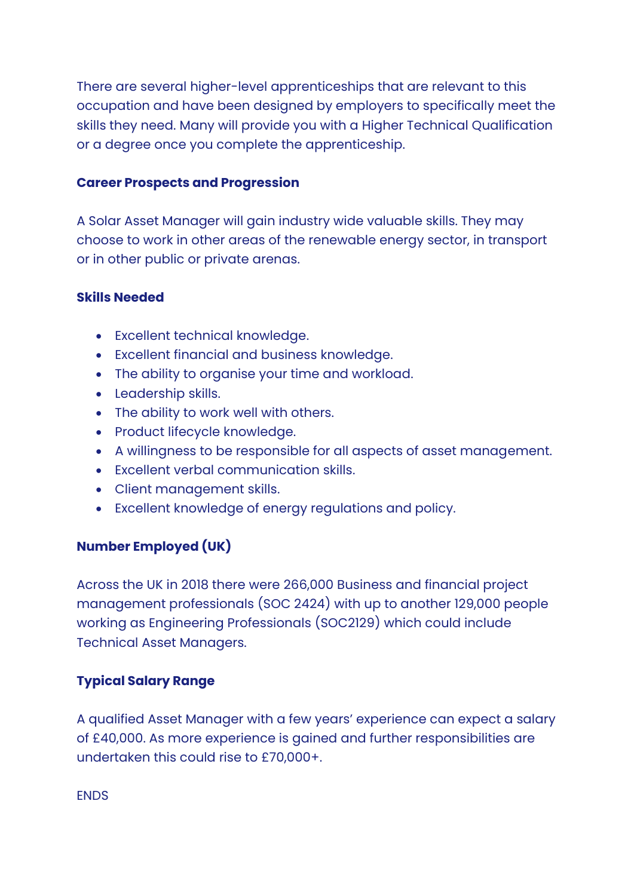There are several higher-level apprenticeships that are relevant to this occupation and have been designed by employers to specifically meet the skills they need. Many will provide you with a Higher Technical Qualification or a degree once you complete the apprenticeship.

**Career Prospects and Progression**

A Solar Asset Manager will gain industry wide valuable skills. They may choose to work in other areas of the renewable energy sector, in transport or in other public or private arenas.

**Skills Needed**

- Excellent technical knowledge.
- Excellent financial and business knowledge.
- The ability to organise your time and workload.
- Leadership skills.
- The ability to work well with others.
- Product lifecycle knowledge.
- A willingness to be responsible for all aspects of asset management.
- Excellent verbal communication skills.
- Client management skills.
- Excellent knowledge of energy regulations and policy.

**Number Employed (UK)**

Across the UK in 2018 there were 266,000 Business and financial project management professionals (SOC 2424) with up to another 129,000 people working as Engineering Professionals (SOC2129) which could include Technical Asset Managers.

**Typical Salary Range**

A qualified Asset Manager with a few years' experience can expect a salary of £40,000. As more experience is gained and further responsibilities are undertaken this could rise to £70,000+.

ENDS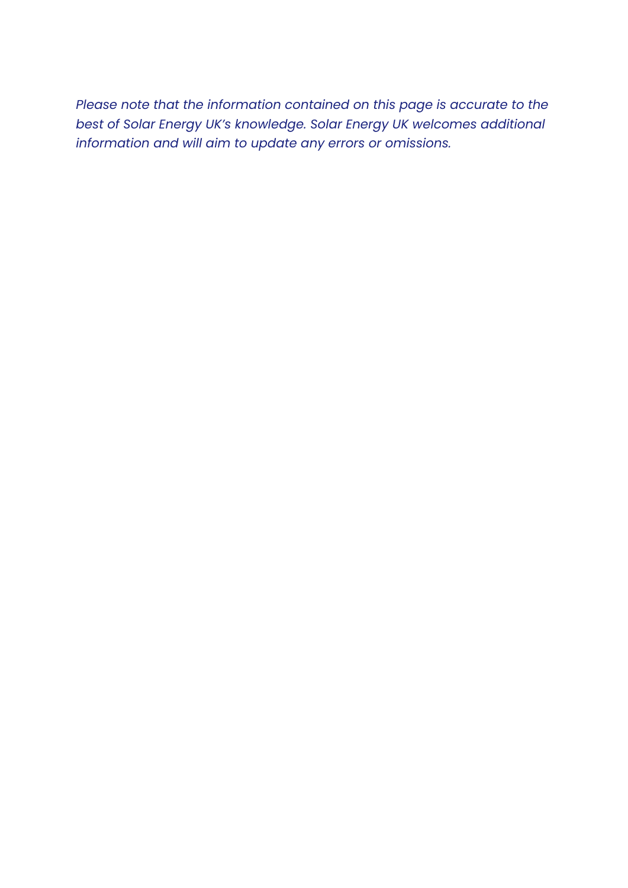*Please note that the information contained on this page is accurate to the best of Solar Energy UK's knowledge. Solar Energy UK welcomes additional information and will aim to update any errors or omissions.*